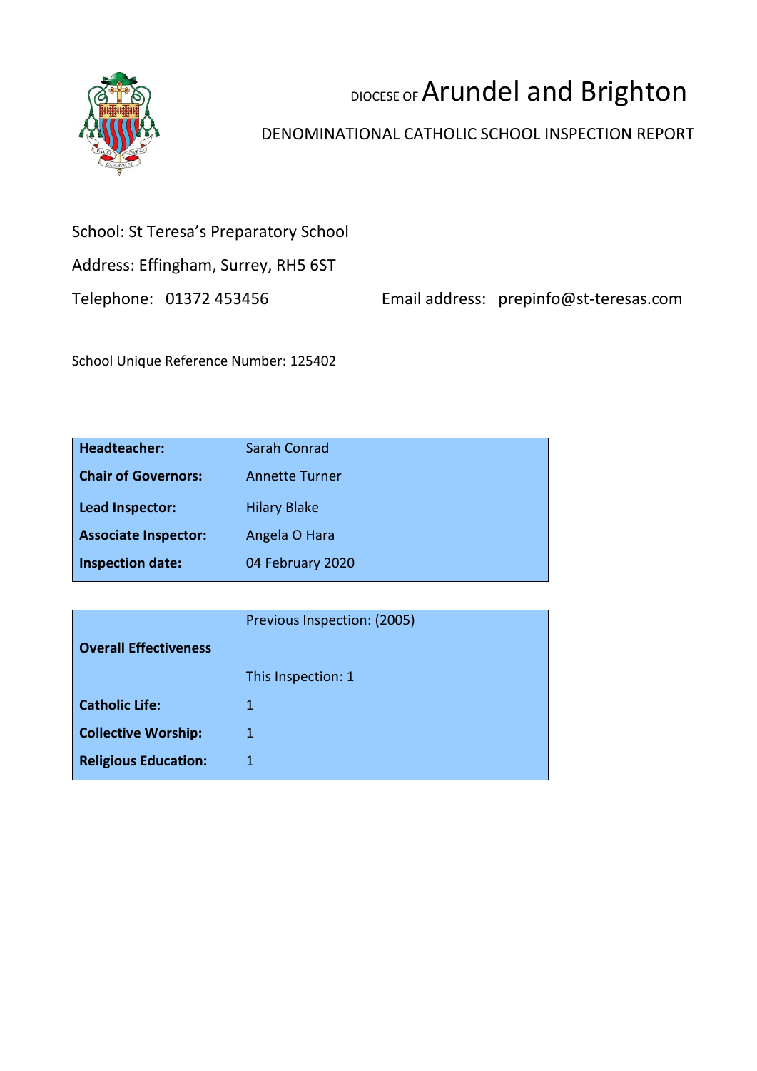# DIOCESE OF Arundel and Brighton

## DENOMINATIONAL CATHOLIC SCHOOL INSPECTION REPORT

School: St Teresa's Preparatory School

Address: Effingham, Surrey, RH5 6ST

Telephone: 01372 453456 Email address: prepinfo@st-teresas.com

School Unique Reference Number: 125402

| | |
|---|---|
| **Headteacher:** | Sarah Conrad |
| **Chair of Governors:** | Annette Turner |
| **Lead Inspector:** | Hilary Blake |
| **Associate Inspector:** | Angela O Hara |
| **Inspection date:** | 04 February 2020 |

| | |
|---|---|
| **Overall Effectiveness** | Previous Inspection: (2005)<br>This Inspection: 1 |
| **Catholic Life:** | 1 |
| **Collective Worship:** | 1 |
| **Religious Education:** | 1 |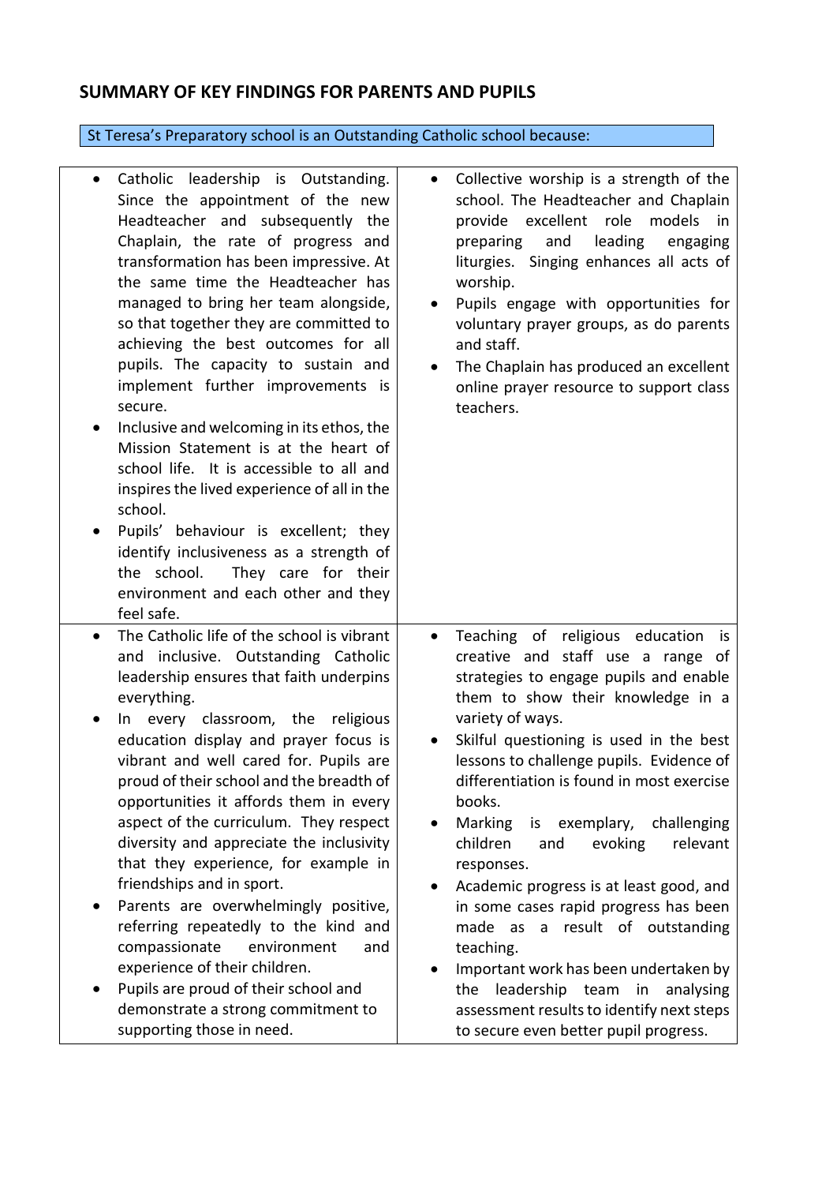## SUMMARY OF KEY FINDINGS FOR PARENTS AND PUPILS

St Teresa's Preparatory school is an Outstanding Catholic school because:

| | |
|---|---|
| <ul><li>Catholic leadership is Outstanding. Since the appointment of the new Headteacher and subsequently the Chaplain, the rate of progress and transformation has been impressive. At the same time the Headteacher has managed to bring her team alongside, so that together they are committed to achieving the best outcomes for all pupils. The capacity to sustain and implement further improvements is secure.</li><li>Inclusive and welcoming in its ethos, the Mission Statement is at the heart of school life. It is accessible to all and inspires the lived experience of all in the school.</li><li>Pupils' behaviour is excellent; they identify inclusiveness as a strength of the school. They care for their environment and each other and they feel safe.</li></ul> | <ul><li>Collective worship is a strength of the school. The Headteacher and Chaplain provide excellent role models in preparing and leading engaging liturgies. Singing enhances all acts of worship.</li><li>Pupils engage with opportunities for voluntary prayer groups, as do parents and staff.</li><li>The Chaplain has produced an excellent online prayer resource to support class teachers.</li></ul> |
| <ul><li>The Catholic life of the school is vibrant and inclusive. Outstanding Catholic leadership ensures that faith underpins everything.</li><li>In every classroom, the religious education display and prayer focus is vibrant and well cared for. Pupils are proud of their school and the breadth of opportunities it affords them in every aspect of the curriculum. They respect diversity and appreciate the inclusivity that they experience, for example in friendships and in sport.</li><li>Parents are overwhelmingly positive, referring repeatedly to the kind and compassionate environment and experience of their children.</li><li>Pupils are proud of their school and demonstrate a strong commitment to supporting those in need.</li></ul> | <ul><li>Teaching of religious education is creative and staff use a range of strategies to engage pupils and enable them to show their knowledge in a variety of ways.</li><li>Skilful questioning is used in the best lessons to challenge pupils. Evidence of differentiation is found in most exercise books.</li><li>Marking is exemplary, challenging children and evoking relevant responses.</li><li>Academic progress is at least good, and in some cases rapid progress has been made as a result of outstanding teaching.</li><li>Important work has been undertaken by the leadership team in analysing assessment results to identify next steps to secure even better pupil progress.</li></ul> |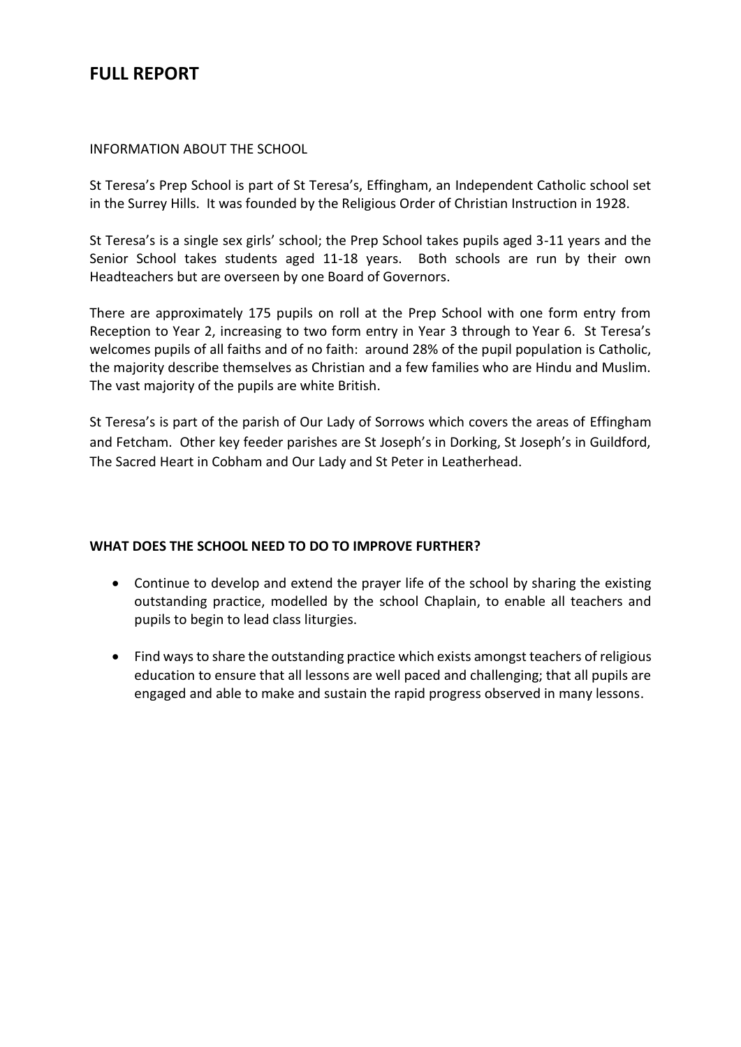# FULL REPORT

INFORMATION ABOUT THE SCHOOL

St Teresa's Prep School is part of St Teresa's, Effingham, an Independent Catholic school set in the Surrey Hills. It was founded by the Religious Order of Christian Instruction in 1928.

St Teresa's is a single sex girls' school; the Prep School takes pupils aged 3-11 years and the Senior School takes students aged 11-18 years. Both schools are run by their own Headteachers but are overseen by one Board of Governors.

There are approximately 175 pupils on roll at the Prep School with one form entry from Reception to Year 2, increasing to two form entry in Year 3 through to Year 6. St Teresa's welcomes pupils of all faiths and of no faith: around 28% of the pupil population is Catholic, the majority describe themselves as Christian and a few families who are Hindu and Muslim. The vast majority of the pupils are white British.

St Teresa's is part of the parish of Our Lady of Sorrows which covers the areas of Effingham and Fetcham. Other key feeder parishes are St Joseph's in Dorking, St Joseph's in Guildford, The Sacred Heart in Cobham and Our Lady and St Peter in Leatherhead.

**WHAT DOES THE SCHOOL NEED TO DO TO IMPROVE FURTHER?**

- Continue to develop and extend the prayer life of the school by sharing the existing outstanding practice, modelled by the school Chaplain, to enable all teachers and pupils to begin to lead class liturgies.
- Find ways to share the outstanding practice which exists amongst teachers of religious education to ensure that all lessons are well paced and challenging; that all pupils are engaged and able to make and sustain the rapid progress observed in many lessons.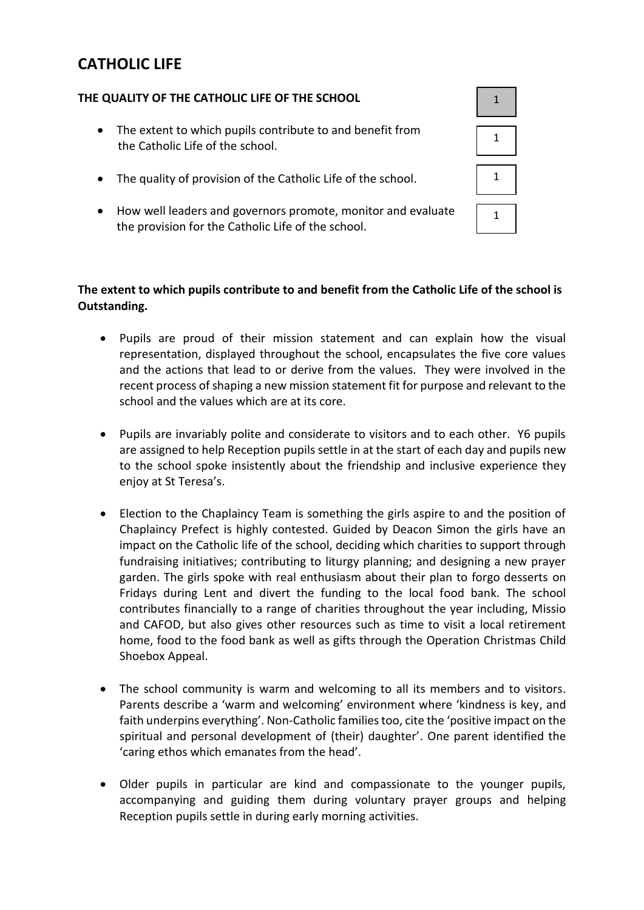# CATHOLIC LIFE

| THE QUALITY OF THE CATHOLIC LIFE OF THE SCHOOL | 1 |
| --- | --- |
| The extent to which pupils contribute to and benefit from the Catholic Life of the school. | 1 |
| The quality of provision of the Catholic Life of the school. | 1 |
| How well leaders and governors promote, monitor and evaluate the provision for the Catholic Life of the school. | 1 |

**The extent to which pupils contribute to and benefit from the Catholic Life of the school is Outstanding.**

- Pupils are proud of their mission statement and can explain how the visual representation, displayed throughout the school, encapsulates the five core values and the actions that lead to or derive from the values. They were involved in the recent process of shaping a new mission statement fit for purpose and relevant to the school and the values which are at its core.

- Pupils are invariably polite and considerate to visitors and to each other. Y6 pupils are assigned to help Reception pupils settle in at the start of each day and pupils new to the school spoke insistently about the friendship and inclusive experience they enjoy at St Teresa's.

- Election to the Chaplaincy Team is something the girls aspire to and the position of Chaplaincy Prefect is highly contested. Guided by Deacon Simon the girls have an impact on the Catholic life of the school, deciding which charities to support through fundraising initiatives; contributing to liturgy planning; and designing a new prayer garden. The girls spoke with real enthusiasm about their plan to forgo desserts on Fridays during Lent and divert the funding to the local food bank. The school contributes financially to a range of charities throughout the year including, Missio and CAFOD, but also gives other resources such as time to visit a local retirement home, food to the food bank as well as gifts through the Operation Christmas Child Shoebox Appeal.

- The school community is warm and welcoming to all its members and to visitors. Parents describe a 'warm and welcoming' environment where 'kindness is key, and faith underpins everything'. Non-Catholic families too, cite the 'positive impact on the spiritual and personal development of (their) daughter'. One parent identified the 'caring ethos which emanates from the head'.

- Older pupils in particular are kind and compassionate to the younger pupils, accompanying and guiding them during voluntary prayer groups and helping Reception pupils settle in during early morning activities.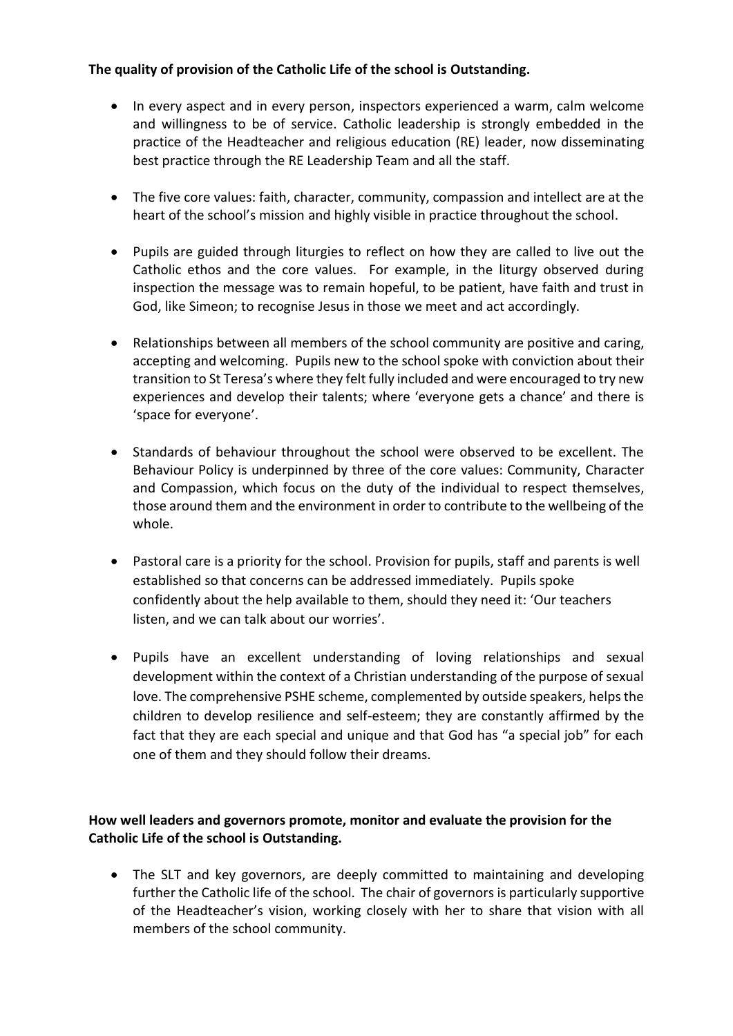**The quality of provision of the Catholic Life of the school is Outstanding.**

- In every aspect and in every person, inspectors experienced a warm, calm welcome and willingness to be of service. Catholic leadership is strongly embedded in the practice of the Headteacher and religious education (RE) leader, now disseminating best practice through the RE Leadership Team and all the staff.

- The five core values: faith, character, community, compassion and intellect are at the heart of the school's mission and highly visible in practice throughout the school.

- Pupils are guided through liturgies to reflect on how they are called to live out the Catholic ethos and the core values. For example, in the liturgy observed during inspection the message was to remain hopeful, to be patient, have faith and trust in God, like Simeon; to recognise Jesus in those we meet and act accordingly.

- Relationships between all members of the school community are positive and caring, accepting and welcoming. Pupils new to the school spoke with conviction about their transition to St Teresa's where they felt fully included and were encouraged to try new experiences and develop their talents; where 'everyone gets a chance' and there is 'space for everyone'.

- Standards of behaviour throughout the school were observed to be excellent. The Behaviour Policy is underpinned by three of the core values: Community, Character and Compassion, which focus on the duty of the individual to respect themselves, those around them and the environment in order to contribute to the wellbeing of the whole.

- Pastoral care is a priority for the school. Provision for pupils, staff and parents is well established so that concerns can be addressed immediately. Pupils spoke confidently about the help available to them, should they need it: 'Our teachers listen, and we can talk about our worries'.

- Pupils have an excellent understanding of loving relationships and sexual development within the context of a Christian understanding of the purpose of sexual love. The comprehensive PSHE scheme, complemented by outside speakers, helps the children to develop resilience and self-esteem; they are constantly affirmed by the fact that they are each special and unique and that God has "a special job" for each one of them and they should follow their dreams.

**How well leaders and governors promote, monitor and evaluate the provision for the Catholic Life of the school is Outstanding.**

- The SLT and key governors, are deeply committed to maintaining and developing further the Catholic life of the school. The chair of governors is particularly supportive of the Headteacher's vision, working closely with her to share that vision with all members of the school community.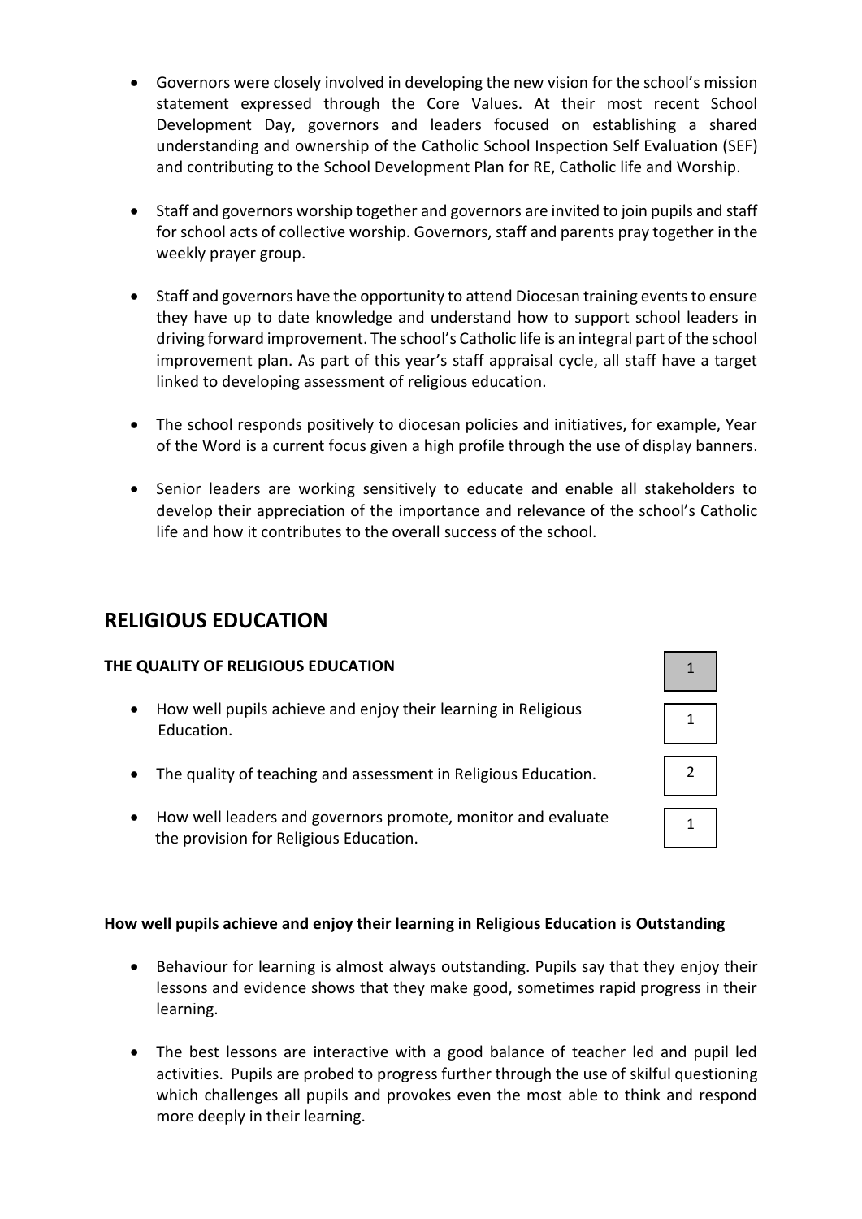- Governors were closely involved in developing the new vision for the school's mission statement expressed through the Core Values. At their most recent School Development Day, governors and leaders focused on establishing a shared understanding and ownership of the Catholic School Inspection Self Evaluation (SEF) and contributing to the School Development Plan for RE, Catholic life and Worship.

- Staff and governors worship together and governors are invited to join pupils and staff for school acts of collective worship. Governors, staff and parents pray together in the weekly prayer group.

- Staff and governors have the opportunity to attend Diocesan training events to ensure they have up to date knowledge and understand how to support school leaders in driving forward improvement. The school's Catholic life is an integral part of the school improvement plan. As part of this year's staff appraisal cycle, all staff have a target linked to developing assessment of religious education.

- The school responds positively to diocesan policies and initiatives, for example, Year of the Word is a current focus given a high profile through the use of display banners.

- Senior leaders are working sensitively to educate and enable all stakeholders to develop their appreciation of the importance and relevance of the school's Catholic life and how it contributes to the overall success of the school.

## RELIGIOUS EDUCATION

| THE QUALITY OF RELIGIOUS EDUCATION | 1 |
| --- | --- |
| How well pupils achieve and enjoy their learning in Religious Education. | 1 |
| The quality of teaching and assessment in Religious Education. | 2 |
| How well leaders and governors promote, monitor and evaluate the provision for Religious Education. | 1 |

**How well pupils achieve and enjoy their learning in Religious Education is Outstanding**

- Behaviour for learning is almost always outstanding. Pupils say that they enjoy their lessons and evidence shows that they make good, sometimes rapid progress in their learning.

- The best lessons are interactive with a good balance of teacher led and pupil led activities. Pupils are probed to progress further through the use of skilful questioning which challenges all pupils and provokes even the most able to think and respond more deeply in their learning.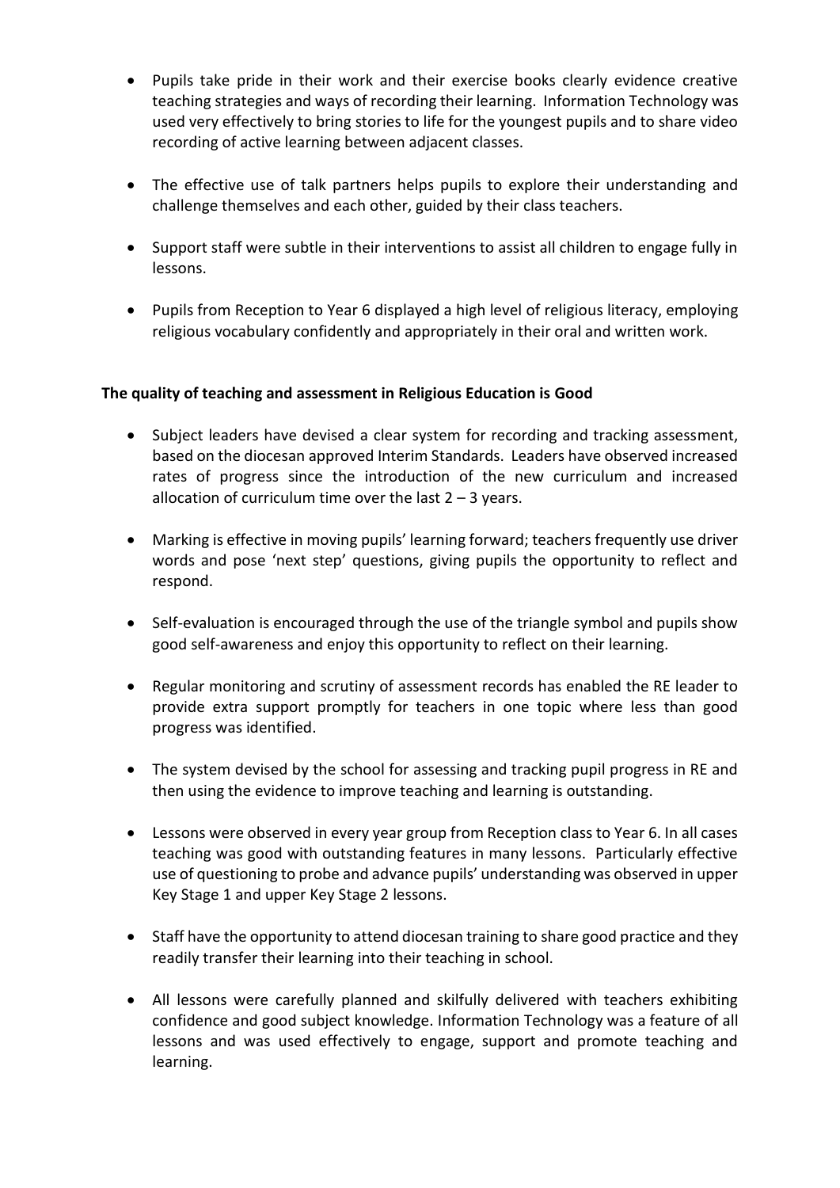- Pupils take pride in their work and their exercise books clearly evidence creative teaching strategies and ways of recording their learning. Information Technology was used very effectively to bring stories to life for the youngest pupils and to share video recording of active learning between adjacent classes.

- The effective use of talk partners helps pupils to explore their understanding and challenge themselves and each other, guided by their class teachers.

- Support staff were subtle in their interventions to assist all children to engage fully in lessons.

- Pupils from Reception to Year 6 displayed a high level of religious literacy, employing religious vocabulary confidently and appropriately in their oral and written work.

**The quality of teaching and assessment in Religious Education is Good**

- Subject leaders have devised a clear system for recording and tracking assessment, based on the diocesan approved Interim Standards. Leaders have observed increased rates of progress since the introduction of the new curriculum and increased allocation of curriculum time over the last 2 – 3 years.

- Marking is effective in moving pupils' learning forward; teachers frequently use driver words and pose 'next step' questions, giving pupils the opportunity to reflect and respond.

- Self-evaluation is encouraged through the use of the triangle symbol and pupils show good self-awareness and enjoy this opportunity to reflect on their learning.

- Regular monitoring and scrutiny of assessment records has enabled the RE leader to provide extra support promptly for teachers in one topic where less than good progress was identified.

- The system devised by the school for assessing and tracking pupil progress in RE and then using the evidence to improve teaching and learning is outstanding.

- Lessons were observed in every year group from Reception class to Year 6. In all cases teaching was good with outstanding features in many lessons. Particularly effective use of questioning to probe and advance pupils' understanding was observed in upper Key Stage 1 and upper Key Stage 2 lessons.

- Staff have the opportunity to attend diocesan training to share good practice and they readily transfer their learning into their teaching in school.

- All lessons were carefully planned and skilfully delivered with teachers exhibiting confidence and good subject knowledge. Information Technology was a feature of all lessons and was used effectively to engage, support and promote teaching and learning.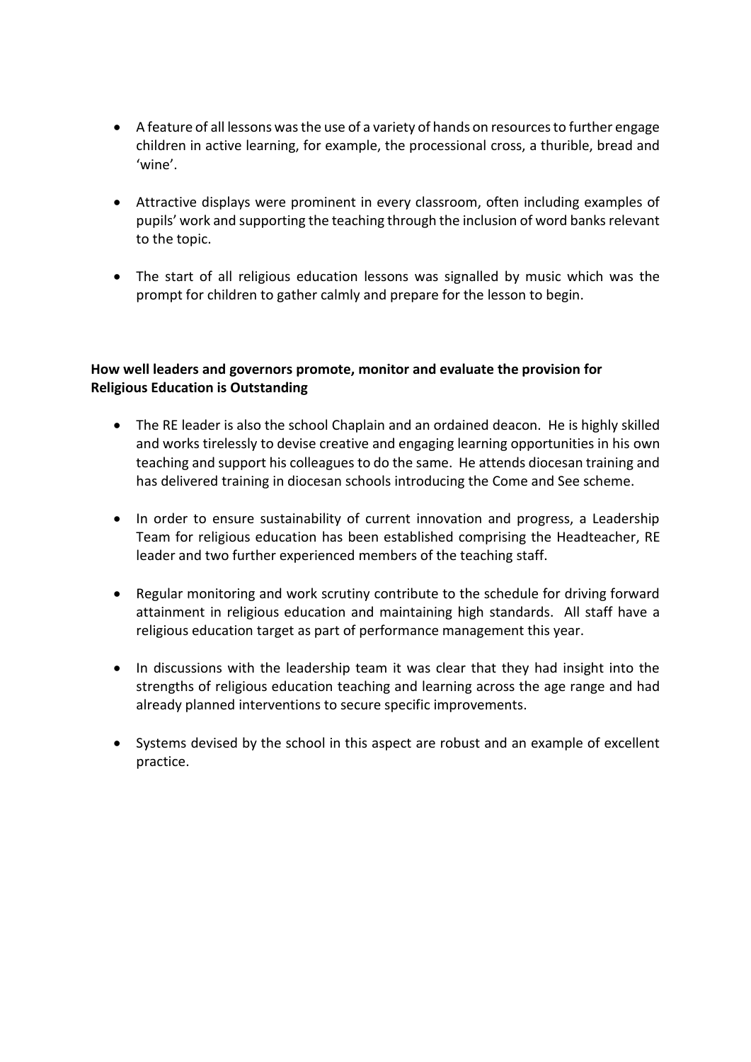- A feature of all lessons was the use of a variety of hands on resources to further engage children in active learning, for example, the processional cross, a thurible, bread and 'wine'.
- Attractive displays were prominent in every classroom, often including examples of pupils' work and supporting the teaching through the inclusion of word banks relevant to the topic.
- The start of all religious education lessons was signalled by music which was the prompt for children to gather calmly and prepare for the lesson to begin.

**How well leaders and governors promote, monitor and evaluate the provision for Religious Education is Outstanding**

- The RE leader is also the school Chaplain and an ordained deacon. He is highly skilled and works tirelessly to devise creative and engaging learning opportunities in his own teaching and support his colleagues to do the same. He attends diocesan training and has delivered training in diocesan schools introducing the Come and See scheme.
- In order to ensure sustainability of current innovation and progress, a Leadership Team for religious education has been established comprising the Headteacher, RE leader and two further experienced members of the teaching staff.
- Regular monitoring and work scrutiny contribute to the schedule for driving forward attainment in religious education and maintaining high standards. All staff have a religious education target as part of performance management this year.
- In discussions with the leadership team it was clear that they had insight into the strengths of religious education teaching and learning across the age range and had already planned interventions to secure specific improvements.
- Systems devised by the school in this aspect are robust and an example of excellent practice.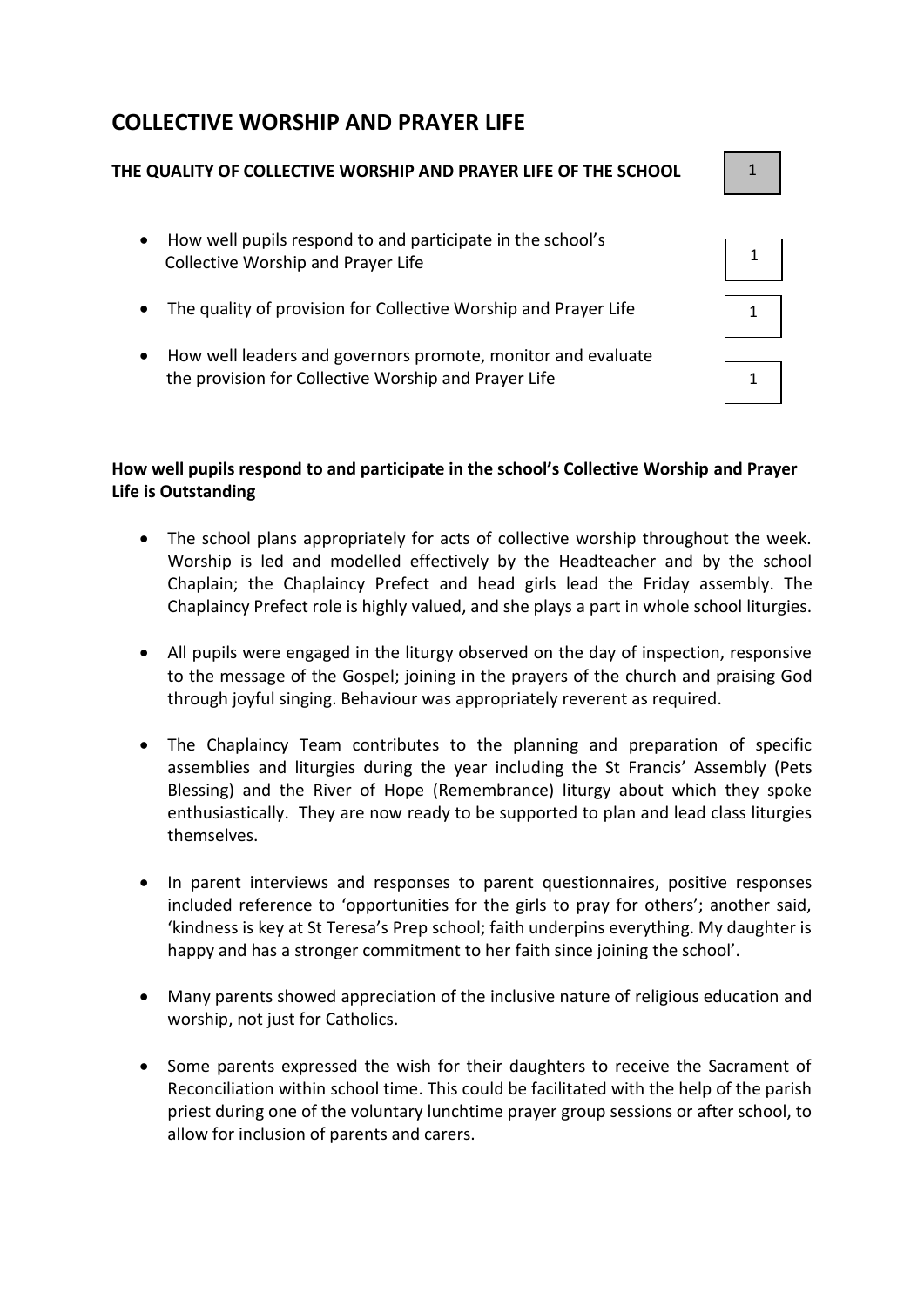# COLLECTIVE WORSHIP AND PRAYER LIFE

| THE QUALITY OF COLLECTIVE WORSHIP AND PRAYER LIFE OF THE SCHOOL | 1 |
| --- | --- |
| How well pupils respond to and participate in the school's Collective Worship and Prayer Life | 1 |
| The quality of provision for Collective Worship and Prayer Life | 1 |
| How well leaders and governors promote, monitor and evaluate the provision for Collective Worship and Prayer Life | 1 |

**How well pupils respond to and participate in the school's Collective Worship and Prayer Life is Outstanding**

- The school plans appropriately for acts of collective worship throughout the week. Worship is led and modelled effectively by the Headteacher and by the school Chaplain; the Chaplaincy Prefect and head girls lead the Friday assembly. The Chaplaincy Prefect role is highly valued, and she plays a part in whole school liturgies.
- All pupils were engaged in the liturgy observed on the day of inspection, responsive to the message of the Gospel; joining in the prayers of the church and praising God through joyful singing. Behaviour was appropriately reverent as required.
- The Chaplaincy Team contributes to the planning and preparation of specific assemblies and liturgies during the year including the St Francis' Assembly (Pets Blessing) and the River of Hope (Remembrance) liturgy about which they spoke enthusiastically. They are now ready to be supported to plan and lead class liturgies themselves.
- In parent interviews and responses to parent questionnaires, positive responses included reference to 'opportunities for the girls to pray for others'; another said, 'kindness is key at St Teresa's Prep school; faith underpins everything. My daughter is happy and has a stronger commitment to her faith since joining the school'.
- Many parents showed appreciation of the inclusive nature of religious education and worship, not just for Catholics.
- Some parents expressed the wish for their daughters to receive the Sacrament of Reconciliation within school time. This could be facilitated with the help of the parish priest during one of the voluntary lunchtime prayer group sessions or after school, to allow for inclusion of parents and carers.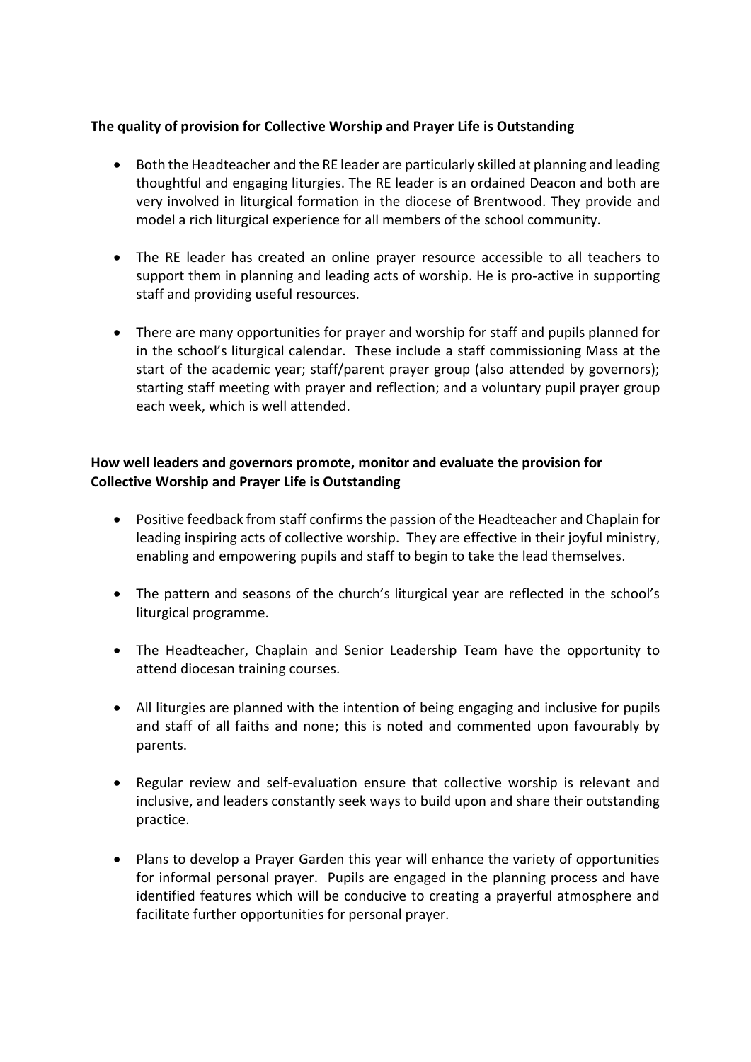**The quality of provision for Collective Worship and Prayer Life is Outstanding**

- Both the Headteacher and the RE leader are particularly skilled at planning and leading thoughtful and engaging liturgies. The RE leader is an ordained Deacon and both are very involved in liturgical formation in the diocese of Brentwood. They provide and model a rich liturgical experience for all members of the school community.

- The RE leader has created an online prayer resource accessible to all teachers to support them in planning and leading acts of worship. He is pro-active in supporting staff and providing useful resources.

- There are many opportunities for prayer and worship for staff and pupils planned for in the school's liturgical calendar. These include a staff commissioning Mass at the start of the academic year; staff/parent prayer group (also attended by governors); starting staff meeting with prayer and reflection; and a voluntary pupil prayer group each week, which is well attended.

**How well leaders and governors promote, monitor and evaluate the provision for Collective Worship and Prayer Life is Outstanding**

- Positive feedback from staff confirms the passion of the Headteacher and Chaplain for leading inspiring acts of collective worship. They are effective in their joyful ministry, enabling and empowering pupils and staff to begin to take the lead themselves.

- The pattern and seasons of the church's liturgical year are reflected in the school's liturgical programme.

- The Headteacher, Chaplain and Senior Leadership Team have the opportunity to attend diocesan training courses.

- All liturgies are planned with the intention of being engaging and inclusive for pupils and staff of all faiths and none; this is noted and commented upon favourably by parents.

- Regular review and self-evaluation ensure that collective worship is relevant and inclusive, and leaders constantly seek ways to build upon and share their outstanding practice.

- Plans to develop a Prayer Garden this year will enhance the variety of opportunities for informal personal prayer. Pupils are engaged in the planning process and have identified features which will be conducive to creating a prayerful atmosphere and facilitate further opportunities for personal prayer.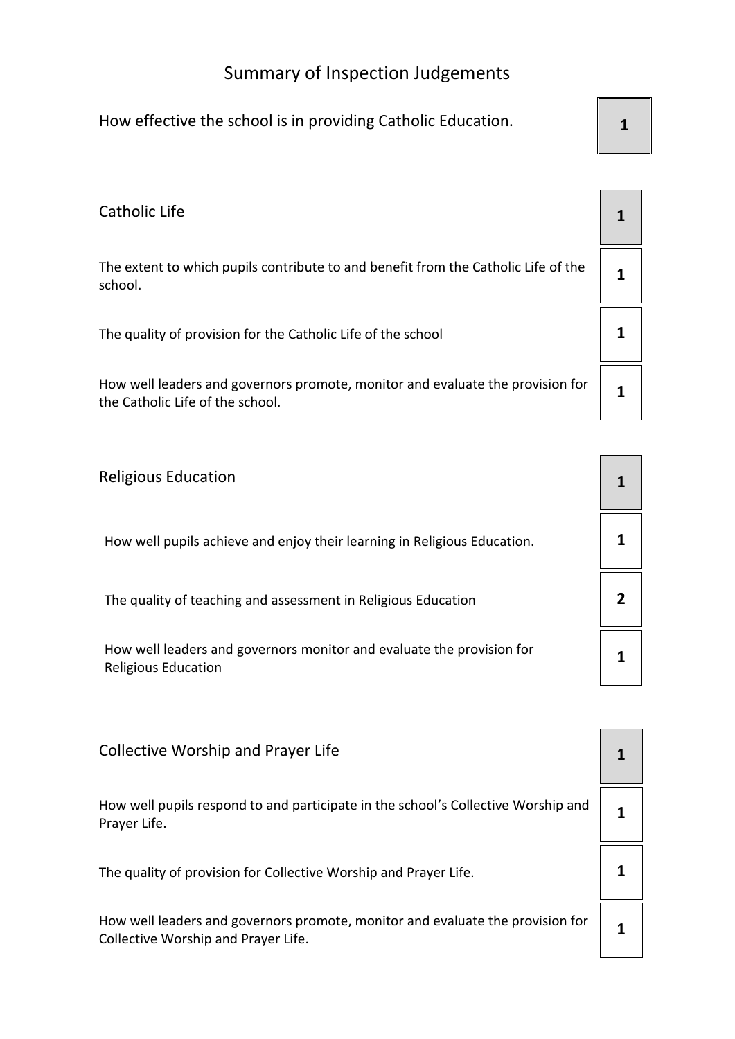# Summary of Inspection Judgements

| | |
|---|---|
| How effective the school is in providing Catholic Education. | **1** |
| Catholic Life | **1** |
| The extent to which pupils contribute to and benefit from the Catholic Life of the school. | **1** |
| The quality of provision for the Catholic Life of the school | **1** |
| How well leaders and governors promote, monitor and evaluate the provision for the Catholic Life of the school. | **1** |
| Religious Education | **1** |
| How well pupils achieve and enjoy their learning in Religious Education. | **1** |
| The quality of teaching and assessment in Religious Education | **2** |
| How well leaders and governors monitor and evaluate the provision for Religious Education | **1** |
| Collective Worship and Prayer Life | **1** |
| How well pupils respond to and participate in the school's Collective Worship and Prayer Life. | **1** |
| The quality of provision for Collective Worship and Prayer Life. | **1** |
| How well leaders and governors promote, monitor and evaluate the provision for Collective Worship and Prayer Life. | **1** |